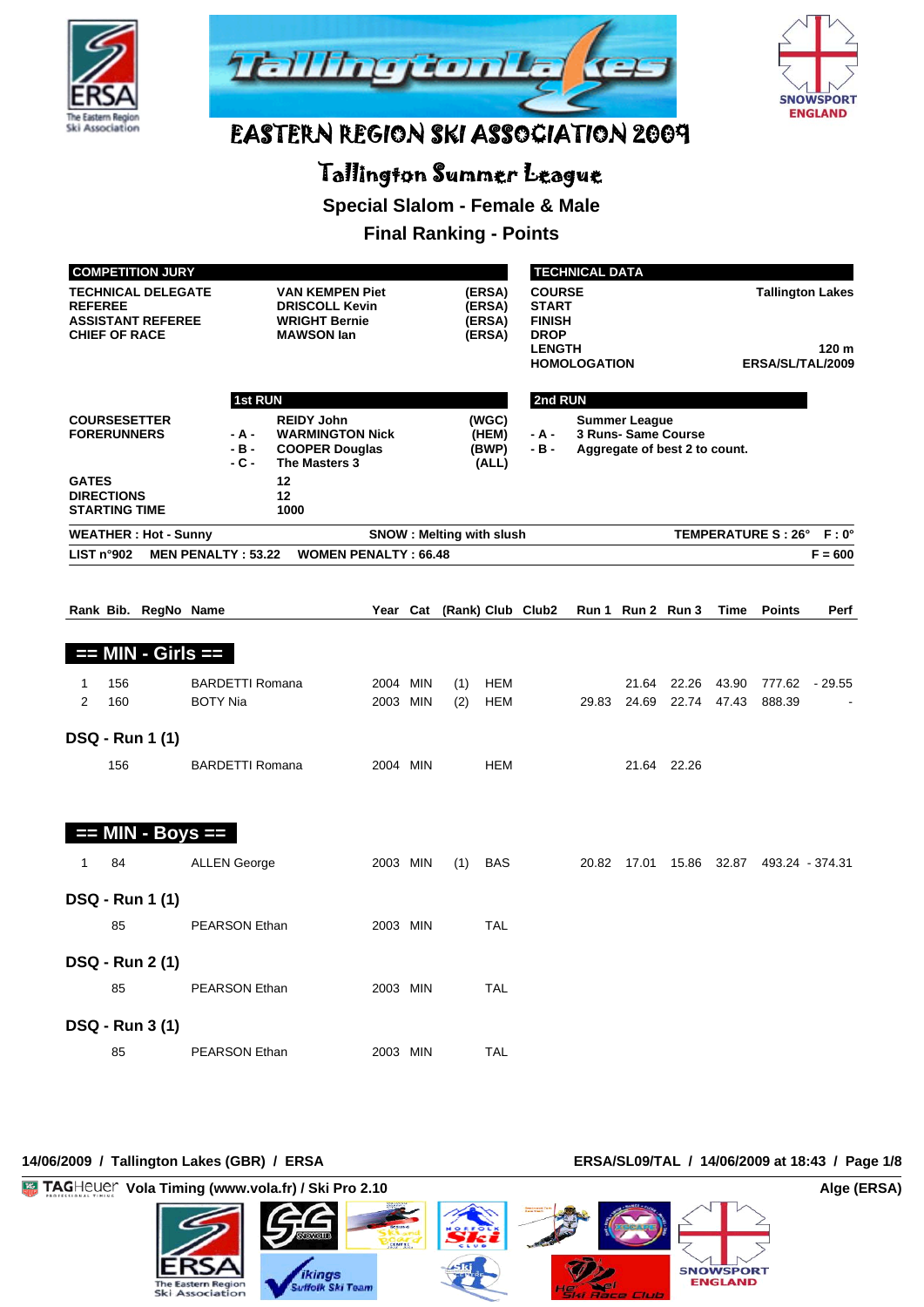# EASTERN REGION SKI ASSOCIATION 2009

## Tallington Summer League

### Special Slalom - Female & Male

### Final Ranking - Points

| COMPETITION JURY | | |
|---|---|---|
| TECHNICAL DELEGATE | VAN KEMPEN Piet | (ERSA) |
| REFEREE | DRISCOLL Kevin | (ERSA) |
| ASSISTANT REFEREE | WRIGHT Bernie | (ERSA) |
| CHIEF OF RACE | MAWSON Ian | (ERSA) |

| TECHNICAL DATA | |
|---|---|
| COURSE | Tallington Lakes |
| START | |
| FINISH | |
| DROP | |
| LENGTH | 120 m |
| HOMOLOGATION | ERSA/SL/TAL/2009 |

| | 1st RUN | | |
|---|---|---|---|
| COURSESETTER | | REIDY John | (WGC) |
| FORERUNNERS | - A - | WARMINGTON Nick | (HEM) |
| | - B - | COOPER Douglas | (BWP) |
| | - C - | The Masters 3 | (ALL) |
| GATES | | 12 | |
| DIRECTIONS | | 12 | |
| STARTING TIME | | 1000 | |

| 2nd RUN | |
|---|---|
| | Summer League |
| - A - | 3 Runs- Same Course |
| - B - | Aggregate of best 2 to count. |

WEATHER : Hot - Sunny | SNOW : Melting with slush | TEMPERATURE S : 26° F : 0°

LIST n°902 MEN PENALTY : 53.22 WOMEN PENALTY : 66.48 F = 600

| Rank | Bib. | RegNo | Name | Year | Cat | (Rank) | Club | Club2 | Run 1 | Run 2 | Run 3 | Time | Points | Perf |
|---|---|---|---|---|---|---|---|---|---|---|---|---|---|---|
| **== MIN - Girls ==** | | | | | | | | | | | | | | |
| 1 | 156 | | BARDETTI Romana | 2004 | MIN | (1) | HEM | | | 21.64 | 22.26 | 43.90 | 777.62 | - 29.55 |
| 2 | 160 | | BOTY Nia | 2003 | MIN | (2) | HEM | | 29.83 | 24.69 | 22.74 | 47.43 | 888.39 | - |
| **DSQ - Run 1 (1)** | | | | | | | | | | | | | | |
| | 156 | | BARDETTI Romana | 2004 | MIN | | HEM | | | 21.64 | 22.26 | | | |
| **== MIN - Boys ==** | | | | | | | | | | | | | | |
| 1 | 84 | | ALLEN George | 2003 | MIN | (1) | BAS | | 20.82 | 17.01 | 15.86 | 32.87 | 493.24 | - 374.31 |
| **DSQ - Run 1 (1)** | | | | | | | | | | | | | | |
| | 85 | | PEARSON Ethan | 2003 | MIN | | TAL | | | | | | | |
| **DSQ - Run 2 (1)** | | | | | | | | | | | | | | |
| | 85 | | PEARSON Ethan | 2003 | MIN | | TAL | | | | | | | |
| **DSQ - Run 3 (1)** | | | | | | | | | | | | | | |
| | 85 | | PEARSON Ethan | 2003 | MIN | | TAL | | | | | | | |

14/06/2009 / Tallington Lakes (GBR) / ERSA — ERSA/SL09/TAL / 14/06/2009 at 18:43

Vola Timing (www.vola.fr) / Ski Pro 2.10 — Alge (ERSA)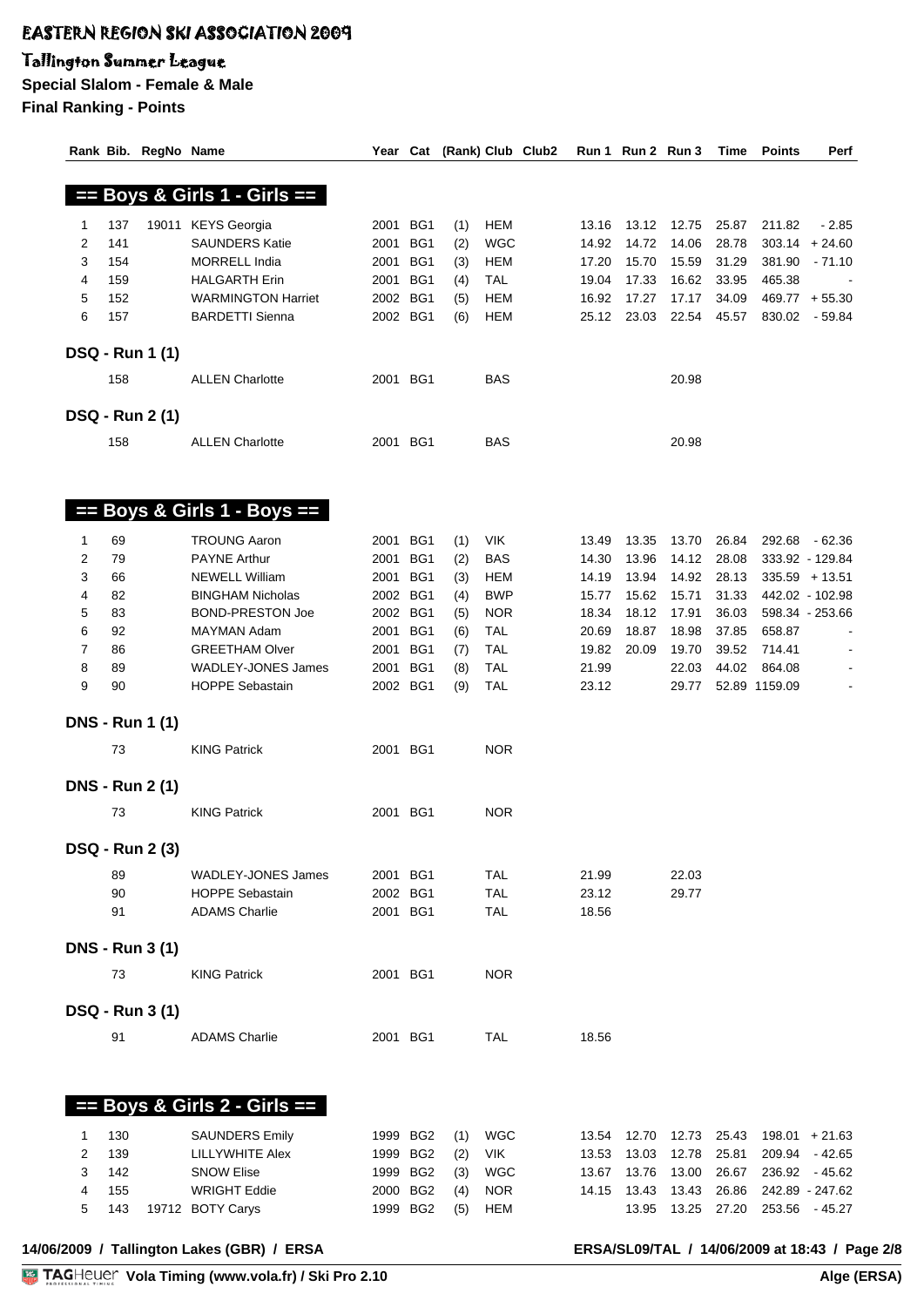# EASTERN REGION SKI ASSOCIATION 2009

## Tallington Summer League

**Special Slalom - Female & Male**

**Final Ranking - Points**

### == Boys & Girls 1 - Girls ==

| Rank | Bib. | RegNo | Name | Year | Cat | (Rank) | Club | Club2 | Run 1 | Run 2 | Run 3 | Time | Points | Perf |
|---|---|---|---|---|---|---|---|---|---|---|---|---|---|---|
| 1 | 137 | 19011 | KEYS Georgia | 2001 | BG1 | (1) | HEM | | 13.16 | 13.12 | 12.75 | 25.87 | 211.82 | - 2.85 |
| 2 | 141 | | SAUNDERS Katie | 2001 | BG1 | (2) | WGC | | 14.92 | 14.72 | 14.06 | 28.78 | 303.14 | + 24.60 |
| 3 | 154 | | MORRELL India | 2001 | BG1 | (3) | HEM | | 17.20 | 15.70 | 15.59 | 31.29 | 381.90 | - 71.10 |
| 4 | 159 | | HALGARTH Erin | 2001 | BG1 | (4) | TAL | | 19.04 | 17.33 | 16.62 | 33.95 | 465.38 | - |
| 5 | 152 | | WARMINGTON Harriet | 2002 | BG1 | (5) | HEM | | 16.92 | 17.27 | 17.17 | 34.09 | 469.77 | + 55.30 |
| 6 | 157 | | BARDETTI Sienna | 2002 | BG1 | (6) | HEM | | 25.12 | 23.03 | 22.54 | 45.57 | 830.02 | - 59.84 |

**DSQ - Run 1 (1)**

| Bib. | Name | Year | Cat | Club | Run 1 | Run 2 | Run 3 |
|---|---|---|---|---|---|---|---|
| 158 | ALLEN Charlotte | 2001 | BG1 | BAS | | | 20.98 |

**DSQ - Run 2 (1)**

| Bib. | Name | Year | Cat | Club | Run 1 | Run 2 | Run 3 |
|---|---|---|---|---|---|---|---|
| 158 | ALLEN Charlotte | 2001 | BG1 | BAS | | | 20.98 |

### == Boys & Girls 1 - Boys ==

| Rank | Bib. | RegNo | Name | Year | Cat | (Rank) | Club | Club2 | Run 1 | Run 2 | Run 3 | Time | Points | Perf |
|---|---|---|---|---|---|---|---|---|---|---|---|---|---|---|
| 1 | 69 | | TROUNG Aaron | 2001 | BG1 | (1) | VIK | | 13.49 | 13.35 | 13.70 | 26.84 | 292.68 | - 62.36 |
| 2 | 79 | | PAYNE Arthur | 2001 | BG1 | (2) | BAS | | 14.30 | 13.96 | 14.12 | 28.08 | 333.92 | - 129.84 |
| 3 | 66 | | NEWELL William | 2001 | BG1 | (3) | HEM | | 14.19 | 13.94 | 14.92 | 28.13 | 335.59 | + 13.51 |
| 4 | 82 | | BINGHAM Nicholas | 2002 | BG1 | (4) | BWP | | 15.77 | 15.62 | 15.71 | 31.33 | 442.02 | - 102.98 |
| 5 | 83 | | BOND-PRESTON Joe | 2002 | BG1 | (5) | NOR | | 18.34 | 18.12 | 17.91 | 36.03 | 598.34 | - 253.66 |
| 6 | 92 | | MAYMAN Adam | 2001 | BG1 | (6) | TAL | | 20.69 | 18.87 | 18.98 | 37.85 | 658.87 | - |
| 7 | 86 | | GREETHAM Olver | 2001 | BG1 | (7) | TAL | | 19.82 | 20.09 | 19.70 | 39.52 | 714.41 | - |
| 8 | 89 | | WADLEY-JONES James | 2001 | BG1 | (8) | TAL | | 21.99 | | 22.03 | 44.02 | 864.08 | - |
| 9 | 90 | | HOPPE Sebastain | 2002 | BG1 | (9) | TAL | | 23.12 | | 29.77 | 52.89 | 1159.09 | - |

**DNS - Run 1 (1)**

| Bib. | Name | Year | Cat | Club | Run 1 | Run 2 | Run 3 |
|---|---|---|---|---|---|---|---|
| 73 | KING Patrick | 2001 | BG1 | NOR | | | |

**DNS - Run 2 (1)**

| Bib. | Name | Year | Cat | Club | Run 1 | Run 2 | Run 3 |
|---|---|---|---|---|---|---|---|
| 73 | KING Patrick | 2001 | BG1 | NOR | | | |

**DSQ - Run 2 (3)**

| Bib. | Name | Year | Cat | Club | Run 1 | Run 2 | Run 3 |
|---|---|---|---|---|---|---|---|
| 89 | WADLEY-JONES James | 2001 | BG1 | TAL | 21.99 | | 22.03 |
| 90 | HOPPE Sebastain | 2002 | BG1 | TAL | 23.12 | | 29.77 |
| 91 | ADAMS Charlie | 2001 | BG1 | TAL | 18.56 | | |

**DNS - Run 3 (1)**

| Bib. | Name | Year | Cat | Club | Run 1 | Run 2 | Run 3 |
|---|---|---|---|---|---|---|---|
| 73 | KING Patrick | 2001 | BG1 | NOR | | | |

**DSQ - Run 3 (1)**

| Bib. | Name | Year | Cat | Club | Run 1 | Run 2 | Run 3 |
|---|---|---|---|---|---|---|---|
| 91 | ADAMS Charlie | 2001 | BG1 | TAL | 18.56 | | |

### == Boys & Girls 2 - Girls ==

| Rank | Bib. | RegNo | Name | Year | Cat | (Rank) | Club | Club2 | Run 1 | Run 2 | Run 3 | Time | Points | Perf |
|---|---|---|---|---|---|---|---|---|---|---|---|---|---|---|
| 1 | 130 | | SAUNDERS Emily | 1999 | BG2 | (1) | WGC | | 13.54 | 12.70 | 12.73 | 25.43 | 198.01 | + 21.63 |
| 2 | 139 | | LILLYWHITE Alex | 1999 | BG2 | (2) | VIK | | 13.53 | 13.03 | 12.78 | 25.81 | 209.94 | - 42.65 |
| 3 | 142 | | SNOW Elise | 1999 | BG2 | (3) | WGC | | 13.67 | 13.76 | 13.00 | 26.67 | 236.92 | - 45.62 |
| 4 | 155 | | WRIGHT Eddie | 2000 | BG2 | (4) | NOR | | 14.15 | 13.43 | 13.43 | 26.86 | 242.89 | - 247.62 |
| 5 | 143 | 19712 | BOTY Carys | 1999 | BG2 | (5) | HEM | | | 13.95 | 13.25 | 27.20 | 253.56 | - 45.27 |

14/06/2009 / Tallington Lakes (GBR) / ERSA ERSA/SL09/TAL / 14/06/2009 at 18:43

TAGHeuer Vola Timing (www.vola.fr) / Ski Pro 2.10 Alge (ERSA)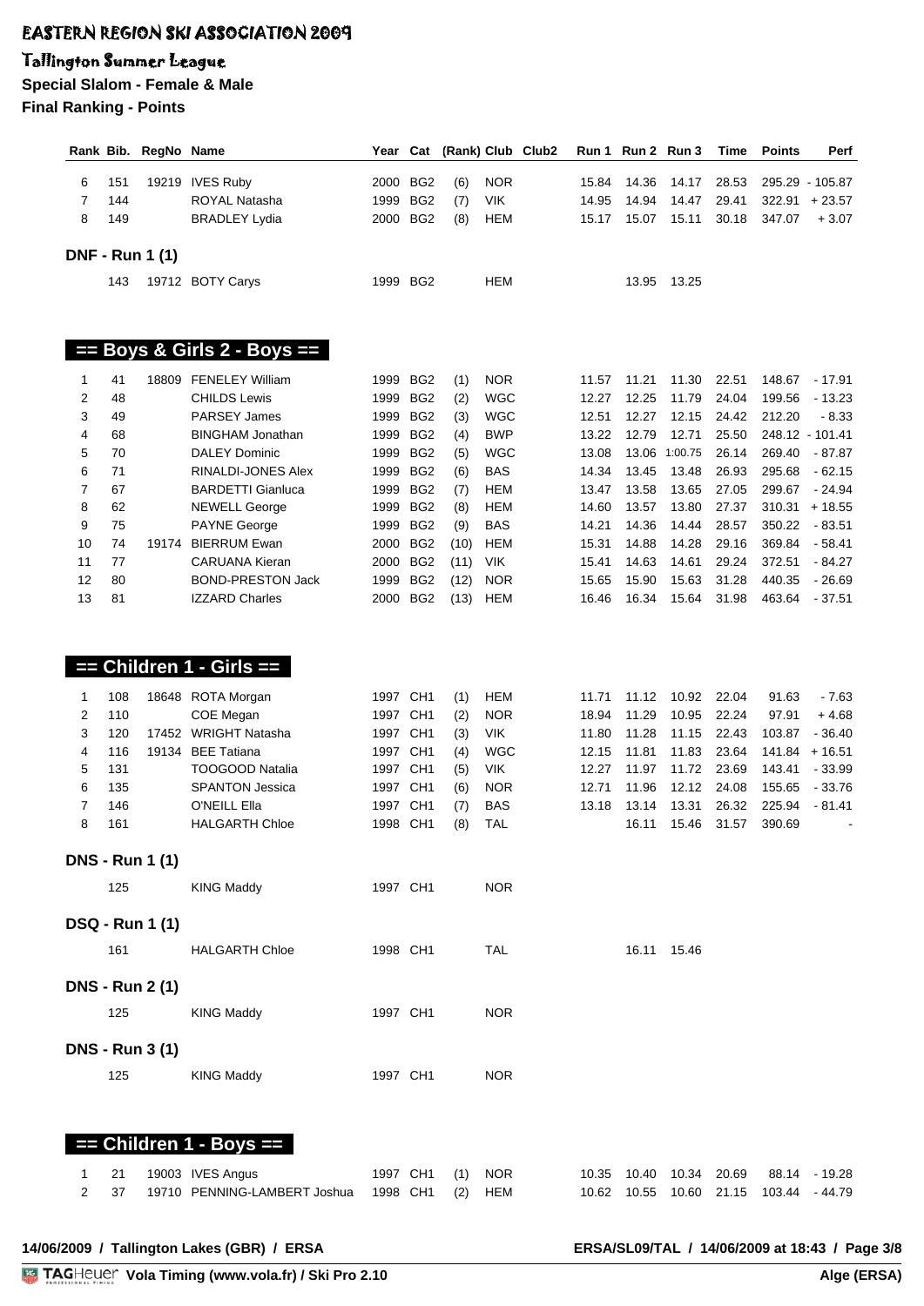# EASTERN REGION SKI ASSOCIATION 2009

## Tallington Summer League

**Special Slalom - Female & Male**

**Final Ranking - Points**

| Rank | Bib. | RegNo | Name | Year | Cat | (Rank) | Club | Club2 | Run 1 | Run 2 | Run 3 | Time | Points | Perf |
|---|---|---|---|---|---|---|---|---|---|---|---|---|---|---|
| 6 | 151 | 19219 | IVES Ruby | 2000 | BG2 | (6) | NOR | | 15.84 | 14.36 | 14.17 | 28.53 | 295.29 | - 105.87 |
| 7 | 144 | | ROYAL Natasha | 1999 | BG2 | (7) | VIK | | 14.95 | 14.94 | 14.47 | 29.41 | 322.91 | + 23.57 |
| 8 | 149 | | BRADLEY Lydia | 2000 | BG2 | (8) | HEM | | 15.17 | 15.07 | 15.11 | 30.18 | 347.07 | + 3.07 |

**DNF - Run 1 (1)**

| Rank | Bib. | RegNo | Name | Year | Cat | (Rank) | Club | Club2 | Run 1 | Run 2 | Run 3 | Time | Points | Perf |
|---|---|---|---|---|---|---|---|---|---|---|---|---|---|---|
| | 143 | 19712 | BOTY Carys | 1999 | BG2 | | HEM | | | 13.95 | 13.25 | | | |

## == Boys & Girls 2 - Boys ==

| Rank | Bib. | RegNo | Name | Year | Cat | (Rank) | Club | Club2 | Run 1 | Run 2 | Run 3 | Time | Points | Perf |
|---|---|---|---|---|---|---|---|---|---|---|---|---|---|---|
| 1 | 41 | 18809 | FENELEY William | 1999 | BG2 | (1) | NOR | | 11.57 | 11.21 | 11.30 | 22.51 | 148.67 | - 17.91 |
| 2 | 48 | | CHILDS Lewis | 1999 | BG2 | (2) | WGC | | 12.27 | 12.25 | 11.79 | 24.04 | 199.56 | - 13.23 |
| 3 | 49 | | PARSEY James | 1999 | BG2 | (3) | WGC | | 12.51 | 12.27 | 12.15 | 24.42 | 212.20 | - 8.33 |
| 4 | 68 | | BINGHAM Jonathan | 1999 | BG2 | (4) | BWP | | 13.22 | 12.79 | 12.71 | 25.50 | 248.12 | - 101.41 |
| 5 | 70 | | DALEY Dominic | 1999 | BG2 | (5) | WGC | | 13.08 | 13.06 | 1:00.75 | 26.14 | 269.40 | - 87.87 |
| 6 | 71 | | RINALDI-JONES Alex | 1999 | BG2 | (6) | BAS | | 14.34 | 13.45 | 13.48 | 26.93 | 295.68 | - 62.15 |
| 7 | 67 | | BARDETTI Gianluca | 1999 | BG2 | (7) | HEM | | 13.47 | 13.58 | 13.65 | 27.05 | 299.67 | - 24.94 |
| 8 | 62 | | NEWELL George | 1999 | BG2 | (8) | HEM | | 14.60 | 13.57 | 13.80 | 27.37 | 310.31 | + 18.55 |
| 9 | 75 | | PAYNE George | 1999 | BG2 | (9) | BAS | | 14.21 | 14.36 | 14.44 | 28.57 | 350.22 | - 83.51 |
| 10 | 74 | 19174 | BIERRUM Ewan | 2000 | BG2 | (10) | HEM | | 15.31 | 14.88 | 14.28 | 29.16 | 369.84 | - 58.41 |
| 11 | 77 | | CARUANA Kieran | 2000 | BG2 | (11) | VIK | | 15.41 | 14.63 | 14.61 | 29.24 | 372.51 | - 84.27 |
| 12 | 80 | | BOND-PRESTON Jack | 1999 | BG2 | (12) | NOR | | 15.65 | 15.90 | 15.63 | 31.28 | 440.35 | - 26.69 |
| 13 | 81 | | IZZARD Charles | 2000 | BG2 | (13) | HEM | | 16.46 | 16.34 | 15.64 | 31.98 | 463.64 | - 37.51 |

## == Children 1 - Girls ==

| Rank | Bib. | RegNo | Name | Year | Cat | (Rank) | Club | Club2 | Run 1 | Run 2 | Run 3 | Time | Points | Perf |
|---|---|---|---|---|---|---|---|---|---|---|---|---|---|---|
| 1 | 108 | 18648 | ROTA Morgan | 1997 | CH1 | (1) | HEM | | 11.71 | 11.12 | 10.92 | 22.04 | 91.63 | - 7.63 |
| 2 | 110 | | COE Megan | 1997 | CH1 | (2) | NOR | | 18.94 | 11.29 | 10.95 | 22.24 | 97.91 | + 4.68 |
| 3 | 120 | 17452 | WRIGHT Natasha | 1997 | CH1 | (3) | VIK | | 11.80 | 11.28 | 11.15 | 22.43 | 103.87 | - 36.40 |
| 4 | 116 | 19134 | BEE Tatiana | 1997 | CH1 | (4) | WGC | | 12.15 | 11.81 | 11.83 | 23.64 | 141.84 | + 16.51 |
| 5 | 131 | | TOOGOOD Natalia | 1997 | CH1 | (5) | VIK | | 12.27 | 11.97 | 11.72 | 23.69 | 143.41 | - 33.99 |
| 6 | 135 | | SPANTON Jessica | 1997 | CH1 | (6) | NOR | | 12.71 | 11.96 | 12.12 | 24.08 | 155.65 | - 33.76 |
| 7 | 146 | | O'NEILL Ella | 1997 | CH1 | (7) | BAS | | 13.18 | 13.14 | 13.31 | 26.32 | 225.94 | - 81.41 |
| 8 | 161 | | HALGARTH Chloe | 1998 | CH1 | (8) | TAL | | | 16.11 | 15.46 | 31.57 | 390.69 | - |

**DNS - Run 1 (1)**

| Rank | Bib. | RegNo | Name | Year | Cat | (Rank) | Club | Club2 | Run 1 | Run 2 | Run 3 | Time | Points | Perf |
|---|---|---|---|---|---|---|---|---|---|---|---|---|---|---|
| | 125 | | KING Maddy | 1997 | CH1 | | NOR | | | | | | | |

**DSQ - Run 1 (1)**

| Rank | Bib. | RegNo | Name | Year | Cat | (Rank) | Club | Club2 | Run 1 | Run 2 | Run 3 | Time | Points | Perf |
|---|---|---|---|---|---|---|---|---|---|---|---|---|---|---|
| | 161 | | HALGARTH Chloe | 1998 | CH1 | | TAL | | | 16.11 | 15.46 | | | |

**DNS - Run 2 (1)**

| Rank | Bib. | RegNo | Name | Year | Cat | (Rank) | Club | Club2 | Run 1 | Run 2 | Run 3 | Time | Points | Perf |
|---|---|---|---|---|---|---|---|---|---|---|---|---|---|---|
| | 125 | | KING Maddy | 1997 | CH1 | | NOR | | | | | | | |

**DNS - Run 3 (1)**

| Rank | Bib. | RegNo | Name | Year | Cat | (Rank) | Club | Club2 | Run 1 | Run 2 | Run 3 | Time | Points | Perf |
|---|---|---|---|---|---|---|---|---|---|---|---|---|---|---|
| | 125 | | KING Maddy | 1997 | CH1 | | NOR | | | | | | | |

## == Children 1 - Boys ==

| Rank | Bib. | RegNo | Name | Year | Cat | (Rank) | Club | Club2 | Run 1 | Run 2 | Run 3 | Time | Points | Perf |
|---|---|---|---|---|---|---|---|---|---|---|---|---|---|---|
| 1 | 21 | 19003 | IVES Angus | 1997 | CH1 | (1) | NOR | | 10.35 | 10.40 | 10.34 | 20.69 | 88.14 | - 19.28 |
| 2 | 37 | 19710 | PENNING-LAMBERT Joshua | 1998 | CH1 | (2) | HEM | | 10.62 | 10.55 | 10.60 | 21.15 | 103.44 | - 44.79 |

14/06/2009 / Tallington Lakes (GBR) / ERSA — ERSA/SL09/TAL / 14/06/2009 at 18:43

Vola Timing (www.vola.fr) / Ski Pro 2.10 — Alge (ERSA)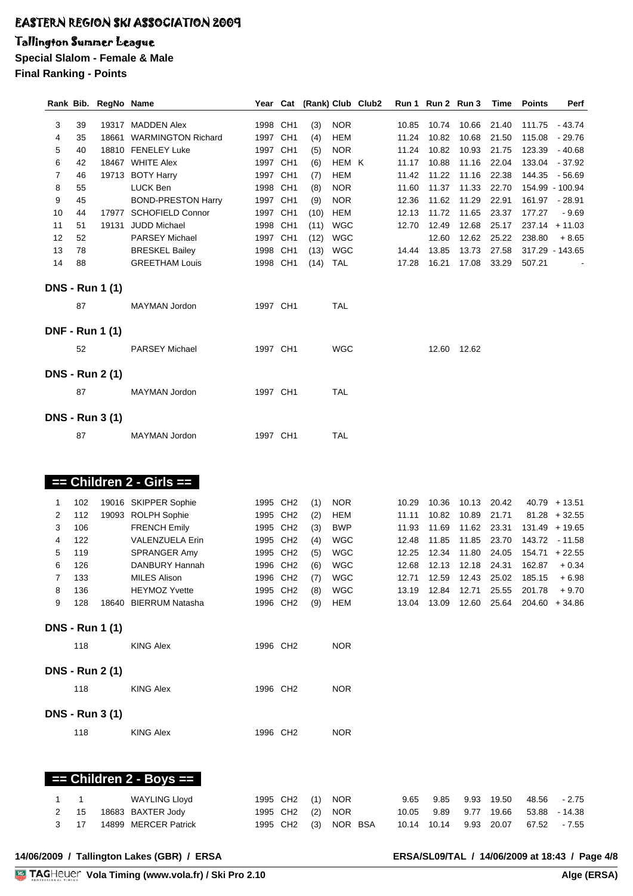# EASTERN REGION SKI ASSOCIATION 2009

## Tallington Summer League

**Special Slalom - Female & Male**

**Final Ranking - Points**

| Rank | Bib. | RegNo | Name | Year | Cat | (Rank) | Club | Club2 | Run 1 | Run 2 | Run 3 | Time | Points | Perf |
|---|---|---|---|---|---|---|---|---|---|---|---|---|---|---|
| 3 | 39 | 19317 | MADDEN Alex | 1998 | CH1 | (3) | NOR | | 10.85 | 10.74 | 10.66 | 21.40 | 111.75 | - 43.74 |
| 4 | 35 | 18661 | WARMINGTON Richard | 1997 | CH1 | (4) | HEM | | 11.24 | 10.82 | 10.68 | 21.50 | 115.08 | - 29.76 |
| 5 | 40 | 18810 | FENELEY Luke | 1997 | CH1 | (5) | NOR | | 11.24 | 10.82 | 10.93 | 21.75 | 123.39 | - 40.68 |
| 6 | 42 | 18467 | WHITE Alex | 1997 | CH1 | (6) | HEM | K | 11.17 | 10.88 | 11.16 | 22.04 | 133.04 | - 37.92 |
| 7 | 46 | 19713 | BOTY Harry | 1997 | CH1 | (7) | HEM | | 11.42 | 11.22 | 11.16 | 22.38 | 144.35 | - 56.69 |
| 8 | 55 | | LUCK Ben | 1998 | CH1 | (8) | NOR | | 11.60 | 11.37 | 11.33 | 22.70 | 154.99 | - 100.94 |
| 9 | 45 | | BOND-PRESTON Harry | 1997 | CH1 | (9) | NOR | | 12.36 | 11.62 | 11.29 | 22.91 | 161.97 | - 28.91 |
| 10 | 44 | 17977 | SCHOFIELD Connor | 1997 | CH1 | (10) | HEM | | 12.13 | 11.72 | 11.65 | 23.37 | 177.27 | - 9.69 |
| 11 | 51 | 19131 | JUDD Michael | 1998 | CH1 | (11) | WGC | | 12.70 | 12.49 | 12.68 | 25.17 | 237.14 | + 11.03 |
| 12 | 52 | | PARSEY Michael | 1997 | CH1 | (12) | WGC | | | 12.60 | 12.62 | 25.22 | 238.80 | + 8.65 |
| 13 | 78 | | BRESKEL Bailey | 1998 | CH1 | (13) | WGC | | 14.44 | 13.85 | 13.73 | 27.58 | 317.29 | - 143.65 |
| 14 | 88 | | GREETHAM Louis | 1998 | CH1 | (14) | TAL | | 17.28 | 16.21 | 17.08 | 33.29 | 507.21 | - |

**DNS - Run 1 (1)**

| Bib. | Name | Year | Cat | Club |
|---|---|---|---|---|
| 87 | MAYMAN Jordon | 1997 | CH1 | TAL |

**DNF - Run 1 (1)**

| Bib. | Name | Year | Cat | Club | Run 2 | Run 3 |
|---|---|---|---|---|---|---|
| 52 | PARSEY Michael | 1997 | CH1 | WGC | 12.60 | 12.62 |

**DNS - Run 2 (1)**

| Bib. | Name | Year | Cat | Club |
|---|---|---|---|---|
| 87 | MAYMAN Jordon | 1997 | CH1 | TAL |

**DNS - Run 3 (1)**

| Bib. | Name | Year | Cat | Club |
|---|---|---|---|---|
| 87 | MAYMAN Jordon | 1997 | CH1 | TAL |

## == Children 2 - Girls ==

| Rank | Bib. | RegNo | Name | Year | Cat | (Rank) | Club | Club2 | Run 1 | Run 2 | Run 3 | Time | Points | Perf |
|---|---|---|---|---|---|---|---|---|---|---|---|---|---|---|
| 1 | 102 | 19016 | SKIPPER Sophie | 1995 | CH2 | (1) | NOR | | 10.29 | 10.36 | 10.13 | 20.42 | 40.79 | + 13.51 |
| 2 | 112 | 19093 | ROLPH Sophie | 1995 | CH2 | (2) | HEM | | 11.11 | 10.82 | 10.89 | 21.71 | 81.28 | + 32.55 |
| 3 | 106 | | FRENCH Emily | 1995 | CH2 | (3) | BWP | | 11.93 | 11.69 | 11.62 | 23.31 | 131.49 | + 19.65 |
| 4 | 122 | | VALENZUELA Erin | 1995 | CH2 | (4) | WGC | | 12.48 | 11.85 | 11.85 | 23.70 | 143.72 | - 11.58 |
| 5 | 119 | | SPRANGER Amy | 1995 | CH2 | (5) | WGC | | 12.25 | 12.34 | 11.80 | 24.05 | 154.71 | + 22.55 |
| 6 | 126 | | DANBURY Hannah | 1996 | CH2 | (6) | WGC | | 12.68 | 12.13 | 12.18 | 24.31 | 162.87 | + 0.34 |
| 7 | 133 | | MILES Alison | 1996 | CH2 | (7) | WGC | | 12.71 | 12.59 | 12.43 | 25.02 | 185.15 | + 6.98 |
| 8 | 136 | | HEYMOZ Yvette | 1995 | CH2 | (8) | WGC | | 13.19 | 12.84 | 12.71 | 25.55 | 201.78 | + 9.70 |
| 9 | 128 | 18640 | BIERRUM Natasha | 1996 | CH2 | (9) | HEM | | 13.04 | 13.09 | 12.60 | 25.64 | 204.60 | + 34.86 |

**DNS - Run 1 (1)**

| Bib. | Name | Year | Cat | Club |
|---|---|---|---|---|
| 118 | KING Alex | 1996 | CH2 | NOR |

**DNS - Run 2 (1)**

| Bib. | Name | Year | Cat | Club |
|---|---|---|---|---|
| 118 | KING Alex | 1996 | CH2 | NOR |

**DNS - Run 3 (1)**

| Bib. | Name | Year | Cat | Club |
|---|---|---|---|---|
| 118 | KING Alex | 1996 | CH2 | NOR |

## == Children 2 - Boys ==

| Rank | Bib. | RegNo | Name | Year | Cat | (Rank) | Club | Club2 | Run 1 | Run 2 | Run 3 | Time | Points | Perf |
|---|---|---|---|---|---|---|---|---|---|---|---|---|---|---|
| 1 | 1 | | WAYLING Lloyd | 1995 | CH2 | (1) | NOR | | 9.65 | 9.85 | 9.93 | 19.50 | 48.56 | - 2.75 |
| 2 | 15 | 18683 | BAXTER Jody | 1995 | CH2 | (2) | NOR | | 10.05 | 9.89 | 9.77 | 19.66 | 53.88 | - 14.38 |
| 3 | 17 | 14899 | MERCER Patrick | 1995 | CH2 | (3) | NOR | BSA | 10.14 | 10.14 | 9.93 | 20.07 | 67.52 | - 7.55 |

14/06/2009 / Tallington Lakes (GBR) / ERSA — ERSA/SL09/TAL / 14/06/2009 at 18:43

Vola Timing (www.vola.fr) / Ski Pro 2.10 — Alge (ERSA)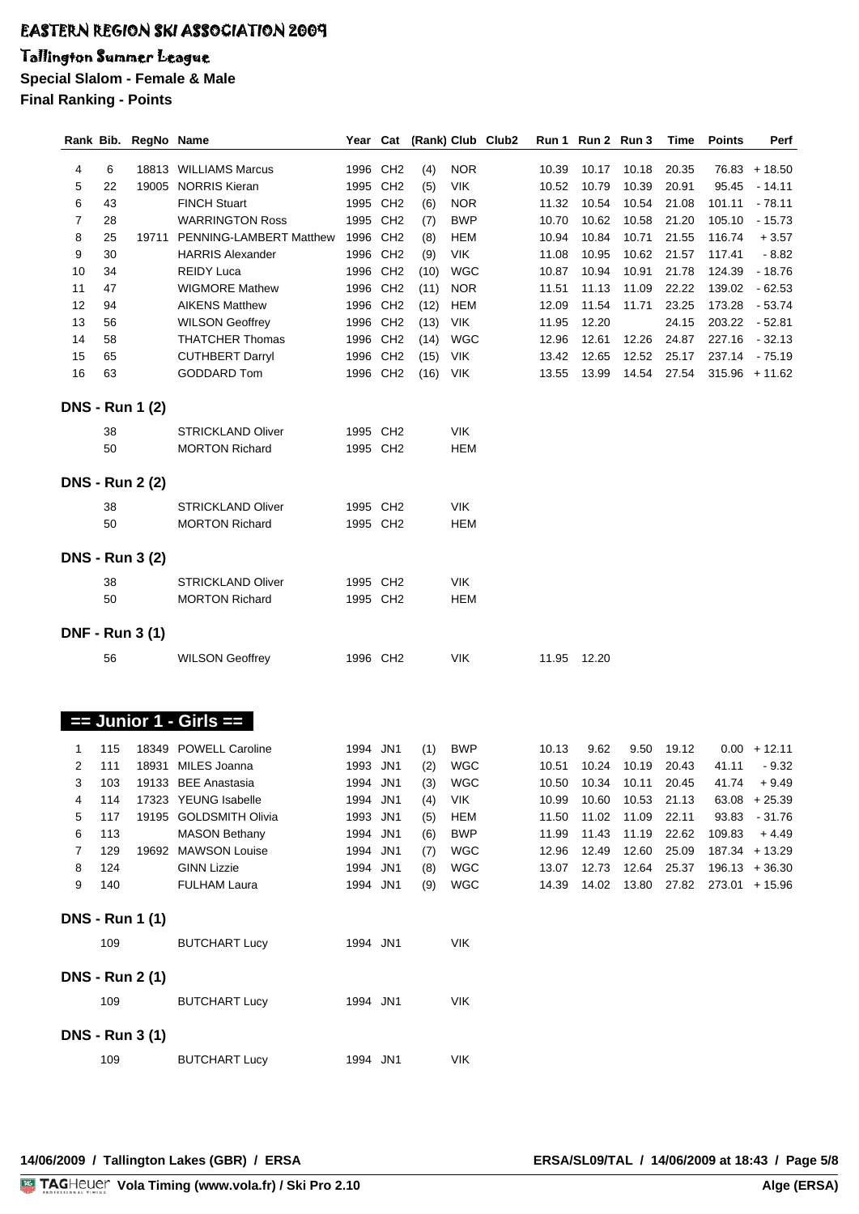# EASTERN REGION SKI ASSOCIATION 2009

## Tallington Summer League

**Special Slalom - Female & Male**

**Final Ranking - Points**

| Rank | Bib. | RegNo | Name | Year | Cat | (Rank) | Club | Club2 | Run 1 | Run 2 | Run 3 | Time | Points | Perf |
|---|---|---|---|---|---|---|---|---|---|---|---|---|---|---|
| 4 | 6 | 18813 | WILLIAMS Marcus | 1996 | CH2 | (4) | NOR | | 10.39 | 10.17 | 10.18 | 20.35 | 76.83 | + 18.50 |
| 5 | 22 | 19005 | NORRIS Kieran | 1995 | CH2 | (5) | VIK | | 10.52 | 10.79 | 10.39 | 20.91 | 95.45 | - 14.11 |
| 6 | 43 | | FINCH Stuart | 1995 | CH2 | (6) | NOR | | 11.32 | 10.54 | 10.54 | 21.08 | 101.11 | - 78.11 |
| 7 | 28 | | WARRINGTON Ross | 1995 | CH2 | (7) | BWP | | 10.70 | 10.62 | 10.58 | 21.20 | 105.10 | - 15.73 |
| 8 | 25 | 19711 | PENNING-LAMBERT Matthew | 1996 | CH2 | (8) | HEM | | 10.94 | 10.84 | 10.71 | 21.55 | 116.74 | + 3.57 |
| 9 | 30 | | HARRIS Alexander | 1996 | CH2 | (9) | VIK | | 11.08 | 10.95 | 10.62 | 21.57 | 117.41 | - 8.82 |
| 10 | 34 | | REIDY Luca | 1996 | CH2 | (10) | WGC | | 10.87 | 10.94 | 10.91 | 21.78 | 124.39 | - 18.76 |
| 11 | 47 | | WIGMORE Mathew | 1996 | CH2 | (11) | NOR | | 11.51 | 11.13 | 11.09 | 22.22 | 139.02 | - 62.53 |
| 12 | 94 | | AIKENS Matthew | 1996 | CH2 | (12) | HEM | | 12.09 | 11.54 | 11.71 | 23.25 | 173.28 | - 53.74 |
| 13 | 56 | | WILSON Geoffrey | 1996 | CH2 | (13) | VIK | | 11.95 | 12.20 | | 24.15 | 203.22 | - 52.81 |
| 14 | 58 | | THATCHER Thomas | 1996 | CH2 | (14) | WGC | | 12.96 | 12.61 | 12.26 | 24.87 | 227.16 | - 32.13 |
| 15 | 65 | | CUTHBERT Darryl | 1996 | CH2 | (15) | VIK | | 13.42 | 12.65 | 12.52 | 25.17 | 237.14 | - 75.19 |
| 16 | 63 | | GODDARD Tom | 1996 | CH2 | (16) | VIK | | 13.55 | 13.99 | 14.54 | 27.54 | 315.96 | + 11.62 |

**DNS - Run 1 (2)**

| Bib. | Name | Year | Cat | Club |
|---|---|---|---|---|
| 38 | STRICKLAND Oliver | 1995 | CH2 | VIK |
| 50 | MORTON Richard | 1995 | CH2 | HEM |

**DNS - Run 2 (2)**

| Bib. | Name | Year | Cat | Club |
|---|---|---|---|---|
| 38 | STRICKLAND Oliver | 1995 | CH2 | VIK |
| 50 | MORTON Richard | 1995 | CH2 | HEM |

**DNS - Run 3 (2)**

| Bib. | Name | Year | Cat | Club |
|---|---|---|---|---|
| 38 | STRICKLAND Oliver | 1995 | CH2 | VIK |
| 50 | MORTON Richard | 1995 | CH2 | HEM |

**DNF - Run 3 (1)**

| Bib. | Name | Year | Cat | Club | Run 1 | Run 2 |
|---|---|---|---|---|---|---|
| 56 | WILSON Geoffrey | 1996 | CH2 | VIK | 11.95 | 12.20 |

## == Junior 1 - Girls ==

| Rank | Bib. | RegNo | Name | Year | Cat | (Rank) | Club | Club2 | Run 1 | Run 2 | Run 3 | Time | Points | Perf |
|---|---|---|---|---|---|---|---|---|---|---|---|---|---|---|
| 1 | 115 | 18349 | POWELL Caroline | 1994 | JN1 | (1) | BWP | | 10.13 | 9.62 | 9.50 | 19.12 | 0.00 | + 12.11 |
| 2 | 111 | 18931 | MILES Joanna | 1993 | JN1 | (2) | WGC | | 10.51 | 10.24 | 10.19 | 20.43 | 41.11 | - 9.32 |
| 3 | 103 | 19133 | BEE Anastasia | 1994 | JN1 | (3) | WGC | | 10.50 | 10.34 | 10.11 | 20.45 | 41.74 | + 9.49 |
| 4 | 114 | 17323 | YEUNG Isabelle | 1994 | JN1 | (4) | VIK | | 10.99 | 10.60 | 10.53 | 21.13 | 63.08 | + 25.39 |
| 5 | 117 | 19195 | GOLDSMITH Olivia | 1993 | JN1 | (5) | HEM | | 11.50 | 11.02 | 11.09 | 22.11 | 93.83 | - 31.76 |
| 6 | 113 | | MASON Bethany | 1994 | JN1 | (6) | BWP | | 11.99 | 11.43 | 11.19 | 22.62 | 109.83 | + 4.49 |
| 7 | 129 | 19692 | MAWSON Louise | 1994 | JN1 | (7) | WGC | | 12.96 | 12.49 | 12.60 | 25.09 | 187.34 | + 13.29 |
| 8 | 124 | | GINN Lizzie | 1994 | JN1 | (8) | WGC | | 13.07 | 12.73 | 12.64 | 25.37 | 196.13 | + 36.30 |
| 9 | 140 | | FULHAM Laura | 1994 | JN1 | (9) | WGC | | 14.39 | 14.02 | 13.80 | 27.82 | 273.01 | + 15.96 |

**DNS - Run 1 (1)**

| Bib. | Name | Year | Cat | Club |
|---|---|---|---|---|
| 109 | BUTCHART Lucy | 1994 | JN1 | VIK |

**DNS - Run 2 (1)**

| Bib. | Name | Year | Cat | Club |
|---|---|---|---|---|
| 109 | BUTCHART Lucy | 1994 | JN1 | VIK |

**DNS - Run 3 (1)**

| Bib. | Name | Year | Cat | Club |
|---|---|---|---|---|
| 109 | BUTCHART Lucy | 1994 | JN1 | VIK |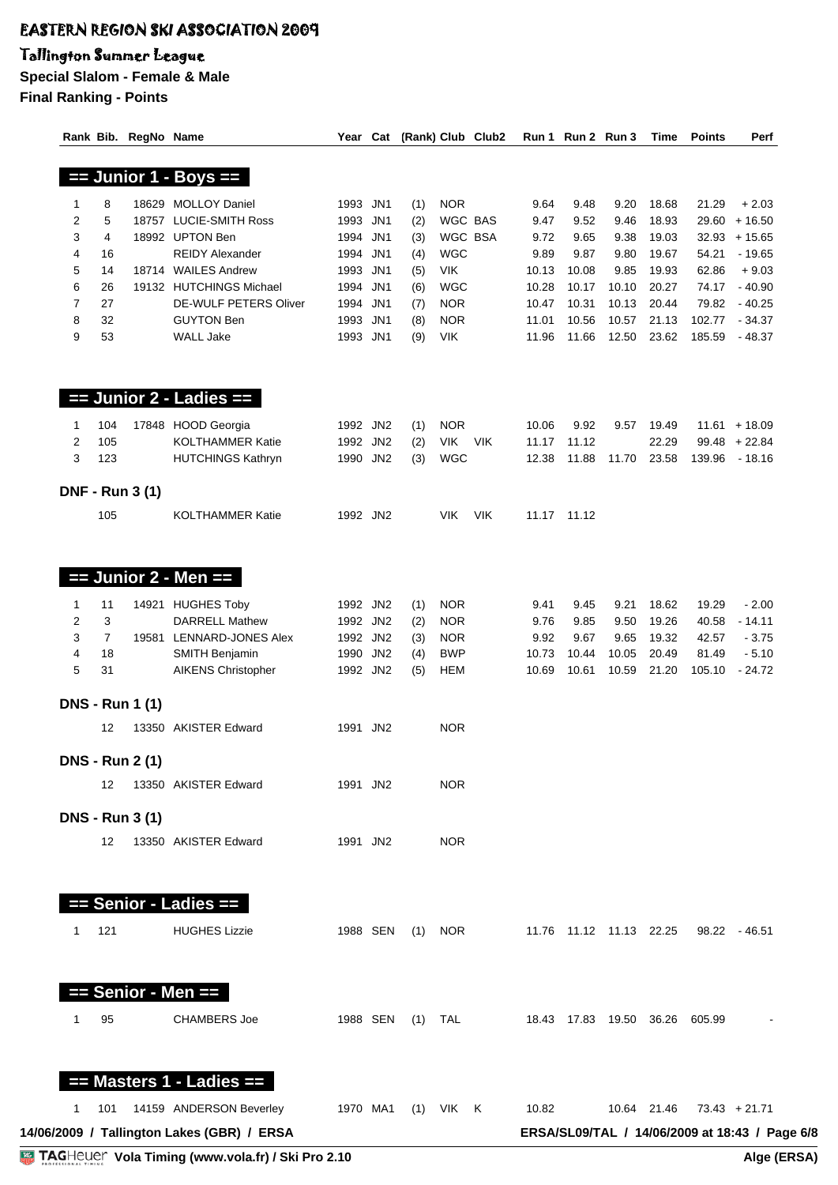# EASTERN REGION SKI ASSOCIATION 2009

## Tallington Summer League

**Special Slalom - Female & Male**

**Final Ranking - Points**

| Rank | Bib. | RegNo | Name | Year | Cat | (Rank) | Club | Club2 | Run 1 | Run 2 | Run 3 | Time | Points | Perf |
|---|---|---|---|---|---|---|---|---|---|---|---|---|---|---|

### == Junior 1 - Boys ==

| Rank | Bib. | RegNo | Name | Year | Cat | (Rank) | Club | Club2 | Run 1 | Run 2 | Run 3 | Time | Points | Perf |
|---|---|---|---|---|---|---|---|---|---|---|---|---|---|---|
| 1 | 8 | 18629 | MOLLOY Daniel | 1993 | JN1 | (1) | NOR | | 9.64 | 9.48 | 9.20 | 18.68 | 21.29 | + 2.03 |
| 2 | 5 | 18757 | LUCIE-SMITH Ross | 1993 | JN1 | (2) | WGC | BAS | 9.47 | 9.52 | 9.46 | 18.93 | 29.60 | + 16.50 |
| 3 | 4 | 18992 | UPTON Ben | 1994 | JN1 | (3) | WGC | BSA | 9.72 | 9.65 | 9.38 | 19.03 | 32.93 | + 15.65 |
| 4 | 16 | | REIDY Alexander | 1994 | JN1 | (4) | WGC | | 9.89 | 9.87 | 9.80 | 19.67 | 54.21 | - 19.65 |
| 5 | 14 | 18714 | WAILES Andrew | 1993 | JN1 | (5) | VIK | | 10.13 | 10.08 | 9.85 | 19.93 | 62.86 | + 9.03 |
| 6 | 26 | 19132 | HUTCHINGS Michael | 1994 | JN1 | (6) | WGC | | 10.28 | 10.17 | 10.10 | 20.27 | 74.17 | - 40.90 |
| 7 | 27 | | DE-WULF PETERS Oliver | 1994 | JN1 | (7) | NOR | | 10.47 | 10.31 | 10.13 | 20.44 | 79.82 | - 40.25 |
| 8 | 32 | | GUYTON Ben | 1993 | JN1 | (8) | NOR | | 11.01 | 10.56 | 10.57 | 21.13 | 102.77 | - 34.37 |
| 9 | 53 | | WALL Jake | 1993 | JN1 | (9) | VIK | | 11.96 | 11.66 | 12.50 | 23.62 | 185.59 | - 48.37 |

### == Junior 2 - Ladies ==

| Rank | Bib. | RegNo | Name | Year | Cat | (Rank) | Club | Club2 | Run 1 | Run 2 | Run 3 | Time | Points | Perf |
|---|---|---|---|---|---|---|---|---|---|---|---|---|---|---|
| 1 | 104 | 17848 | HOOD Georgia | 1992 | JN2 | (1) | NOR | | 10.06 | 9.92 | 9.57 | 19.49 | 11.61 | + 18.09 |
| 2 | 105 | | KOLTHAMMER Katie | 1992 | JN2 | (2) | VIK | VIK | 11.17 | 11.12 | | 22.29 | 99.48 | + 22.84 |
| 3 | 123 | | HUTCHINGS Kathryn | 1990 | JN2 | (3) | WGC | | 12.38 | 11.88 | 11.70 | 23.58 | 139.96 | - 18.16 |

**DNF - Run 3 (1)**

| Rank | Bib. | RegNo | Name | Year | Cat | (Rank) | Club | Club2 | Run 1 | Run 2 | Run 3 | Time | Points | Perf |
|---|---|---|---|---|---|---|---|---|---|---|---|---|---|---|
| | 105 | | KOLTHAMMER Katie | 1992 | JN2 | | VIK | VIK | 11.17 | 11.12 | | | | |

### == Junior 2 - Men ==

| Rank | Bib. | RegNo | Name | Year | Cat | (Rank) | Club | Club2 | Run 1 | Run 2 | Run 3 | Time | Points | Perf |
|---|---|---|---|---|---|---|---|---|---|---|---|---|---|---|
| 1 | 11 | 14921 | HUGHES Toby | 1992 | JN2 | (1) | NOR | | 9.41 | 9.45 | 9.21 | 18.62 | 19.29 | - 2.00 |
| 2 | 3 | | DARRELL Mathew | 1992 | JN2 | (2) | NOR | | 9.76 | 9.85 | 9.50 | 19.26 | 40.58 | - 14.11 |
| 3 | 7 | 19581 | LENNARD-JONES Alex | 1992 | JN2 | (3) | NOR | | 9.92 | 9.67 | 9.65 | 19.32 | 42.57 | - 3.75 |
| 4 | 18 | | SMITH Benjamin | 1990 | JN2 | (4) | BWP | | 10.73 | 10.44 | 10.05 | 20.49 | 81.49 | - 5.10 |
| 5 | 31 | | AIKENS Christopher | 1992 | JN2 | (5) | HEM | | 10.69 | 10.61 | 10.59 | 21.20 | 105.10 | - 24.72 |

**DNS - Run 1 (1)**

| Rank | Bib. | RegNo | Name | Year | Cat | (Rank) | Club | Club2 | Run 1 | Run 2 | Run 3 | Time | Points | Perf |
|---|---|---|---|---|---|---|---|---|---|---|---|---|---|---|
| | 12 | 13350 | AKISTER Edward | 1991 | JN2 | | NOR | | | | | | | |

**DNS - Run 2 (1)**

| Rank | Bib. | RegNo | Name | Year | Cat | (Rank) | Club | Club2 | Run 1 | Run 2 | Run 3 | Time | Points | Perf |
|---|---|---|---|---|---|---|---|---|---|---|---|---|---|---|
| | 12 | 13350 | AKISTER Edward | 1991 | JN2 | | NOR | | | | | | | |

**DNS - Run 3 (1)**

| Rank | Bib. | RegNo | Name | Year | Cat | (Rank) | Club | Club2 | Run 1 | Run 2 | Run 3 | Time | Points | Perf |
|---|---|---|---|---|---|---|---|---|---|---|---|---|---|---|
| | 12 | 13350 | AKISTER Edward | 1991 | JN2 | | NOR | | | | | | | |

### == Senior - Ladies ==

| Rank | Bib. | RegNo | Name | Year | Cat | (Rank) | Club | Club2 | Run 1 | Run 2 | Run 3 | Time | Points | Perf |
|---|---|---|---|---|---|---|---|---|---|---|---|---|---|---|
| 1 | 121 | | HUGHES Lizzie | 1988 | SEN | (1) | NOR | | 11.76 | 11.12 | 11.13 | 22.25 | 98.22 | - 46.51 |

### == Senior - Men ==

| Rank | Bib. | RegNo | Name | Year | Cat | (Rank) | Club | Club2 | Run 1 | Run 2 | Run 3 | Time | Points | Perf |
|---|---|---|---|---|---|---|---|---|---|---|---|---|---|---|
| 1 | 95 | | CHAMBERS Joe | 1988 | SEN | (1) | TAL | | 18.43 | 17.83 | 19.50 | 36.26 | 605.99 | - |

### == Masters 1 - Ladies ==

| Rank | Bib. | RegNo | Name | Year | Cat | (Rank) | Club | Club2 | Run 1 | Run 2 | Run 3 | Time | Points | Perf |
|---|---|---|---|---|---|---|---|---|---|---|---|---|---|---|
| 1 | 101 | 14159 | ANDERSON Beverley | 1970 | MA1 | (1) | VIK | K | 10.82 | | 10.64 | 21.46 | 73.43 | + 21.71 |

14/06/2009 / Tallington Lakes (GBR) / ERSA — ERSA/SL09/TAL / 14/06/2009 at 18:43

Vola Timing (www.vola.fr) / Ski Pro 2.10 — Alge (ERSA)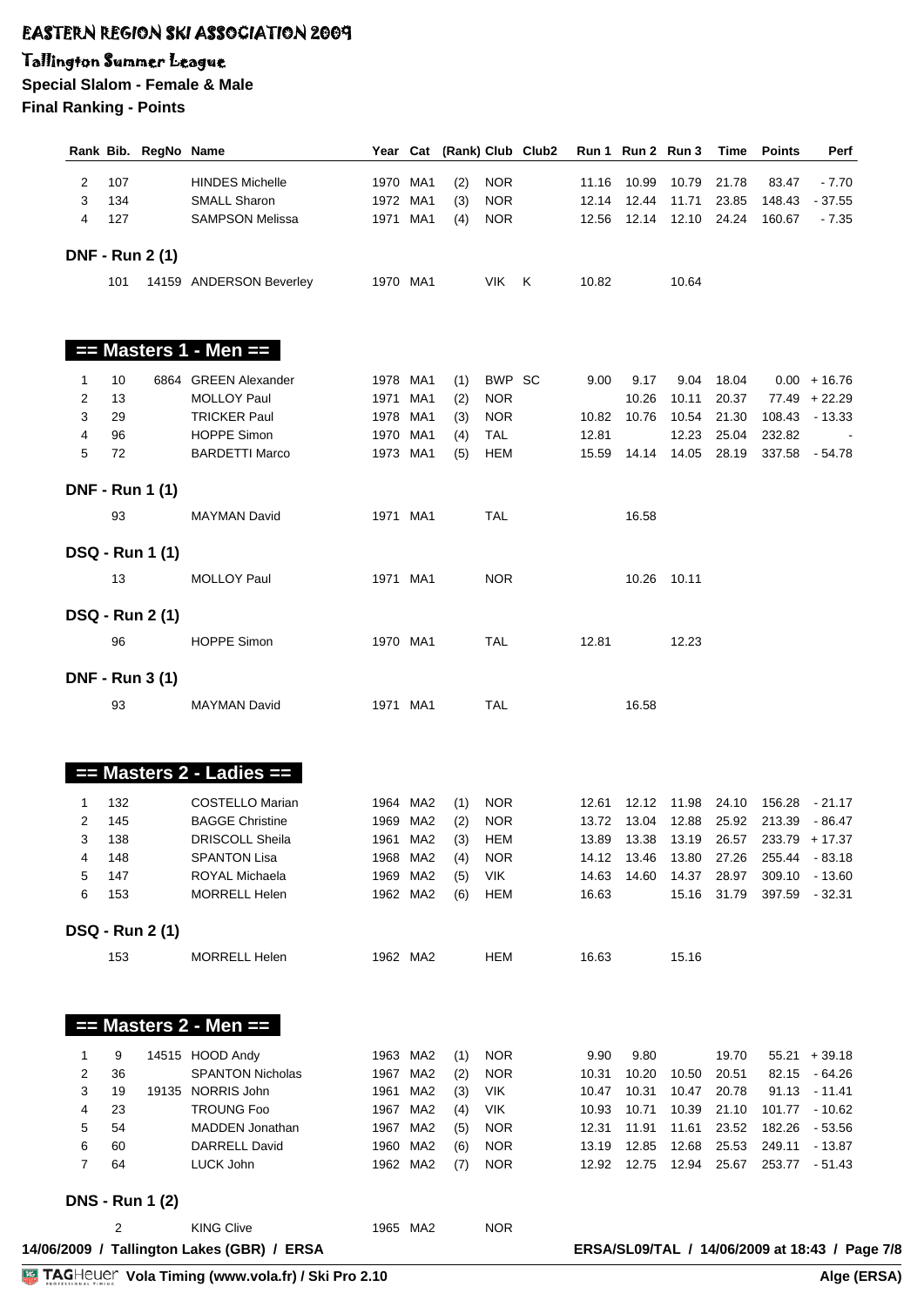# EASTERN REGION SKI ASSOCIATION 2009

## Tallington Summer League

**Special Slalom - Female & Male**

**Final Ranking - Points**

| Rank | Bib. | RegNo | Name | Year | Cat | (Rank) | Club | Club2 | Run 1 | Run 2 | Run 3 | Time | Points | Perf |
|---|---|---|---|---|---|---|---|---|---|---|---|---|---|---|
| 2 | 107 | | HINDES Michelle | 1970 | MA1 | (2) | NOR | | 11.16 | 10.99 | 10.79 | 21.78 | 83.47 | - 7.70 |
| 3 | 134 | | SMALL Sharon | 1972 | MA1 | (3) | NOR | | 12.14 | 12.44 | 11.71 | 23.85 | 148.43 | - 37.55 |
| 4 | 127 | | SAMPSON Melissa | 1971 | MA1 | (4) | NOR | | 12.56 | 12.14 | 12.10 | 24.24 | 160.67 | - 7.35 |

**DNF - Run 2 (1)**

| Rank | Bib. | RegNo | Name | Year | Cat | (Rank) | Club | Club2 | Run 1 | Run 2 | Run 3 | Time | Points | Perf |
|---|---|---|---|---|---|---|---|---|---|---|---|---|---|---|
| | 101 | 14159 | ANDERSON Beverley | 1970 | MA1 | | VIK | K | 10.82 | | 10.64 | | | |

### == Masters 1 - Men ==

| Rank | Bib. | RegNo | Name | Year | Cat | (Rank) | Club | Club2 | Run 1 | Run 2 | Run 3 | Time | Points | Perf |
|---|---|---|---|---|---|---|---|---|---|---|---|---|---|---|
| 1 | 10 | 6864 | GREEN Alexander | 1978 | MA1 | (1) | BWP | SC | 9.00 | 9.17 | 9.04 | 18.04 | 0.00 | + 16.76 |
| 2 | 13 | | MOLLOY Paul | 1971 | MA1 | (2) | NOR | | | 10.26 | 10.11 | 20.37 | 77.49 | + 22.29 |
| 3 | 29 | | TRICKER Paul | 1978 | MA1 | (3) | NOR | | 10.82 | 10.76 | 10.54 | 21.30 | 108.43 | - 13.33 |
| 4 | 96 | | HOPPE Simon | 1970 | MA1 | (4) | TAL | | 12.81 | | 12.23 | 25.04 | 232.82 | - |
| 5 | 72 | | BARDETTI Marco | 1973 | MA1 | (5) | HEM | | 15.59 | 14.14 | 14.05 | 28.19 | 337.58 | - 54.78 |

**DNF - Run 1 (1)**

| Rank | Bib. | RegNo | Name | Year | Cat | (Rank) | Club | Club2 | Run 1 | Run 2 | Run 3 | Time | Points | Perf |
|---|---|---|---|---|---|---|---|---|---|---|---|---|---|---|
| | 93 | | MAYMAN David | 1971 | MA1 | | TAL | | | 16.58 | | | | |

**DSQ - Run 1 (1)**

| Rank | Bib. | RegNo | Name | Year | Cat | (Rank) | Club | Club2 | Run 1 | Run 2 | Run 3 | Time | Points | Perf |
|---|---|---|---|---|---|---|---|---|---|---|---|---|---|---|
| | 13 | | MOLLOY Paul | 1971 | MA1 | | NOR | | | 10.26 | 10.11 | | | |

**DSQ - Run 2 (1)**

| Rank | Bib. | RegNo | Name | Year | Cat | (Rank) | Club | Club2 | Run 1 | Run 2 | Run 3 | Time | Points | Perf |
|---|---|---|---|---|---|---|---|---|---|---|---|---|---|---|
| | 96 | | HOPPE Simon | 1970 | MA1 | | TAL | | 12.81 | | 12.23 | | | |

**DNF - Run 3 (1)**

| Rank | Bib. | RegNo | Name | Year | Cat | (Rank) | Club | Club2 | Run 1 | Run 2 | Run 3 | Time | Points | Perf |
|---|---|---|---|---|---|---|---|---|---|---|---|---|---|---|
| | 93 | | MAYMAN David | 1971 | MA1 | | TAL | | | 16.58 | | | | |

### == Masters 2 - Ladies ==

| Rank | Bib. | RegNo | Name | Year | Cat | (Rank) | Club | Club2 | Run 1 | Run 2 | Run 3 | Time | Points | Perf |
|---|---|---|---|---|---|---|---|---|---|---|---|---|---|---|
| 1 | 132 | | COSTELLO Marian | 1964 | MA2 | (1) | NOR | | 12.61 | 12.12 | 11.98 | 24.10 | 156.28 | - 21.17 |
| 2 | 145 | | BAGGE Christine | 1969 | MA2 | (2) | NOR | | 13.72 | 13.04 | 12.88 | 25.92 | 213.39 | - 86.47 |
| 3 | 138 | | DRISCOLL Sheila | 1961 | MA2 | (3) | HEM | | 13.89 | 13.38 | 13.19 | 26.57 | 233.79 | + 17.37 |
| 4 | 148 | | SPANTON Lisa | 1968 | MA2 | (4) | NOR | | 14.12 | 13.46 | 13.80 | 27.26 | 255.44 | - 83.18 |
| 5 | 147 | | ROYAL Michaela | 1969 | MA2 | (5) | VIK | | 14.63 | 14.60 | 14.37 | 28.97 | 309.10 | - 13.60 |
| 6 | 153 | | MORRELL Helen | 1962 | MA2 | (6) | HEM | | 16.63 | | 15.16 | 31.79 | 397.59 | - 32.31 |

**DSQ - Run 2 (1)**

| Rank | Bib. | RegNo | Name | Year | Cat | (Rank) | Club | Club2 | Run 1 | Run 2 | Run 3 | Time | Points | Perf |
|---|---|---|---|---|---|---|---|---|---|---|---|---|---|---|
| | 153 | | MORRELL Helen | 1962 | MA2 | | HEM | | 16.63 | | 15.16 | | | |

### == Masters 2 - Men ==

| Rank | Bib. | RegNo | Name | Year | Cat | (Rank) | Club | Club2 | Run 1 | Run 2 | Run 3 | Time | Points | Perf |
|---|---|---|---|---|---|---|---|---|---|---|---|---|---|---|
| 1 | 9 | 14515 | HOOD Andy | 1963 | MA2 | (1) | NOR | | 9.90 | 9.80 | | 19.70 | 55.21 | + 39.18 |
| 2 | 36 | | SPANTON Nicholas | 1967 | MA2 | (2) | NOR | | 10.31 | 10.20 | 10.50 | 20.51 | 82.15 | - 64.26 |
| 3 | 19 | 19135 | NORRIS John | 1961 | MA2 | (3) | VIK | | 10.47 | 10.31 | 10.47 | 20.78 | 91.13 | - 11.41 |
| 4 | 23 | | TROUNG Foo | 1967 | MA2 | (4) | VIK | | 10.93 | 10.71 | 10.39 | 21.10 | 101.77 | - 10.62 |
| 5 | 54 | | MADDEN Jonathan | 1967 | MA2 | (5) | NOR | | 12.31 | 11.91 | 11.61 | 23.52 | 182.26 | - 53.56 |
| 6 | 60 | | DARRELL David | 1960 | MA2 | (6) | NOR | | 13.19 | 12.85 | 12.68 | 25.53 | 249.11 | - 13.87 |
| 7 | 64 | | LUCK John | 1962 | MA2 | (7) | NOR | | 12.92 | 12.75 | 12.94 | 25.67 | 253.77 | - 51.43 |

**DNS - Run 1 (2)**

| Rank | Bib. | RegNo | Name | Year | Cat | (Rank) | Club | Club2 | Run 1 | Run 2 | Run 3 | Time | Points | Perf |
|---|---|---|---|---|---|---|---|---|---|---|---|---|---|---|
| | 2 | | KING Clive | 1965 | MA2 | | NOR | | | | | | | |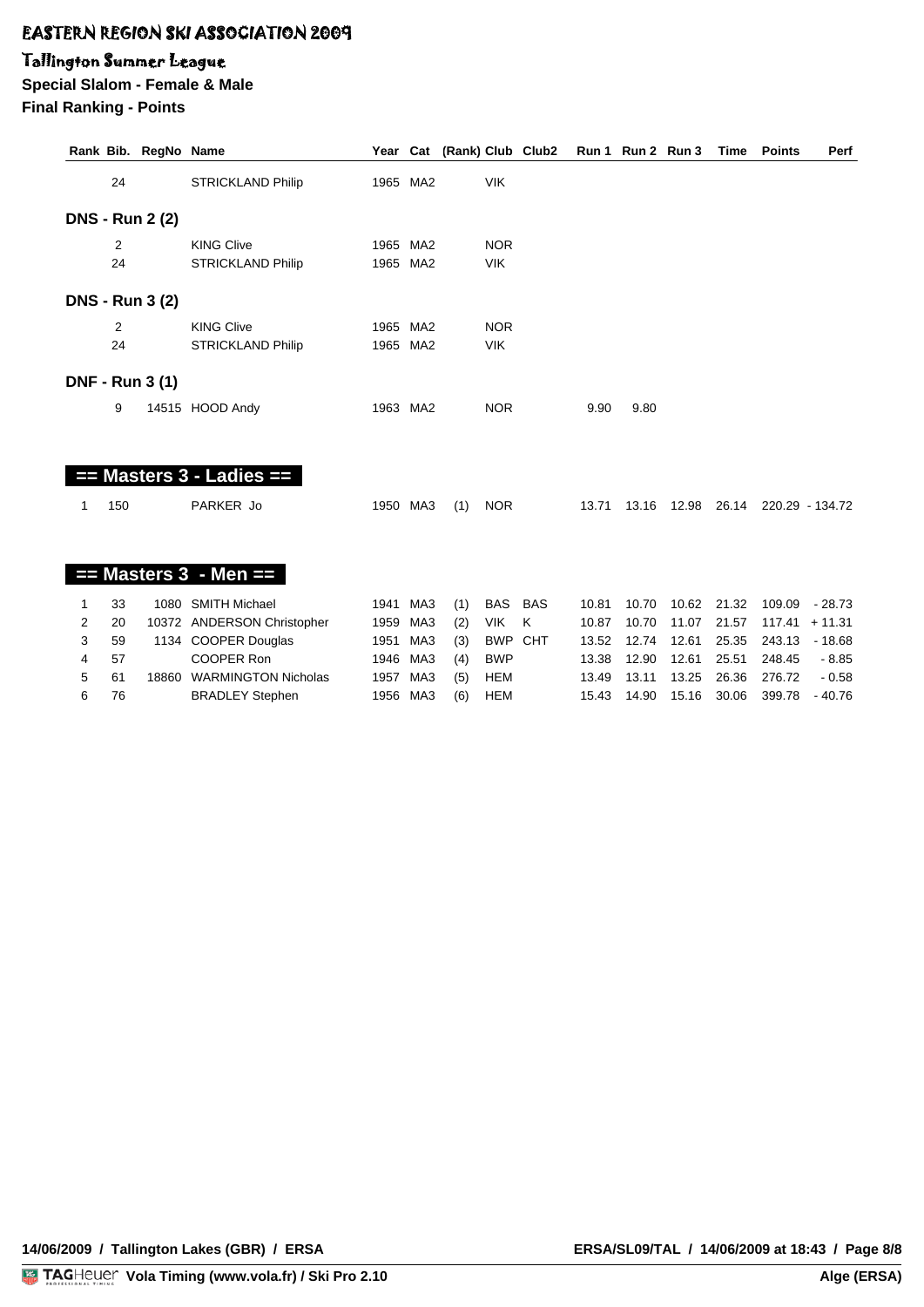# EASTERN REGION SKI ASSOCIATION 2009

## Tallington Summer League

**Special Slalom - Female & Male**

**Final Ranking - Points**

| Rank | Bib. | RegNo | Name | Year | Cat | (Rank) | Club | Club2 | Run 1 | Run 2 | Run 3 | Time | Points | Perf |
|---|---|---|---|---|---|---|---|---|---|---|---|---|---|---|
| | 24 | | STRICKLAND Philip | 1965 | MA2 | | VIK | | | | | | | |
| **DNS - Run 2 (2)** | | | | | | | | | | | | | | |
| | 2 | | KING Clive | 1965 | MA2 | | NOR | | | | | | | |
| | 24 | | STRICKLAND Philip | 1965 | MA2 | | VIK | | | | | | | |
| **DNS - Run 3 (2)** | | | | | | | | | | | | | | |
| | 2 | | KING Clive | 1965 | MA2 | | NOR | | | | | | | |
| | 24 | | STRICKLAND Philip | 1965 | MA2 | | VIK | | | | | | | |
| **DNF - Run 3 (1)** | | | | | | | | | | | | | | |
| | 9 | 14515 | HOOD Andy | 1963 | MA2 | | NOR | | 9.90 | 9.80 | | | | |
| **== Masters 3 - Ladies ==** | | | | | | | | | | | | | | |
| 1 | 150 | | PARKER Jo | 1950 | MA3 | (1) | NOR | | 13.71 | 13.16 | 12.98 | 26.14 | 220.29 | - 134.72 |
| **== Masters 3 - Men ==** | | | | | | | | | | | | | | |
| 1 | 33 | 1080 | SMITH Michael | 1941 | MA3 | (1) | BAS | BAS | 10.81 | 10.70 | 10.62 | 21.32 | 109.09 | - 28.73 |
| 2 | 20 | 10372 | ANDERSON Christopher | 1959 | MA3 | (2) | VIK | K | 10.87 | 10.70 | 11.07 | 21.57 | 117.41 | + 11.31 |
| 3 | 59 | 1134 | COOPER Douglas | 1951 | MA3 | (3) | BWP | CHT | 13.52 | 12.74 | 12.61 | 25.35 | 243.13 | - 18.68 |
| 4 | 57 | | COOPER Ron | 1946 | MA3 | (4) | BWP | | 13.38 | 12.90 | 12.61 | 25.51 | 248.45 | - 8.85 |
| 5 | 61 | 18860 | WARMINGTON Nicholas | 1957 | MA3 | (5) | HEM | | 13.49 | 13.11 | 13.25 | 26.36 | 276.72 | - 0.58 |
| 6 | 76 | | BRADLEY Stephen | 1956 | MA3 | (6) | HEM | | 15.43 | 14.90 | 15.16 | 30.06 | 399.78 | - 40.76 |

14/06/2009 / Tallington Lakes (GBR) / ERSA

ERSA/SL09/TAL / 14/06/2009 at 18:43

Vola Timing (www.vola.fr) / Ski Pro 2.10

Alge (ERSA)